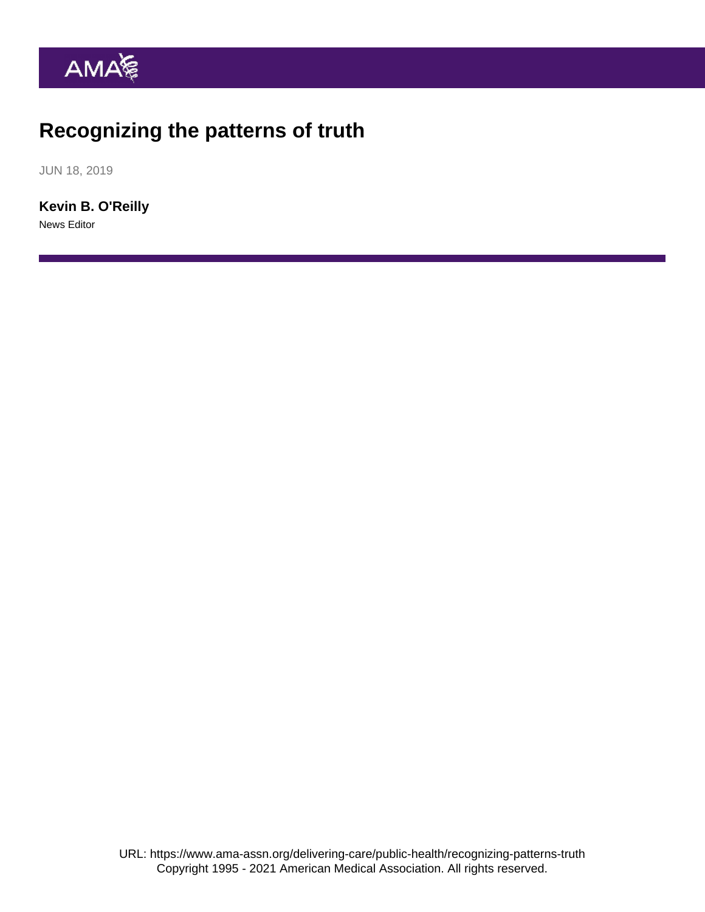# Recognizing the patterns of truth

JUN 18, 2019

**Kevin B. O'Reilly**

News Editor

URL: https://www.ama-assn.org/delivering-care/public-health/recognizing-patterns-truth
Copyright 1995 - 2021 American Medical Association. All rights reserved.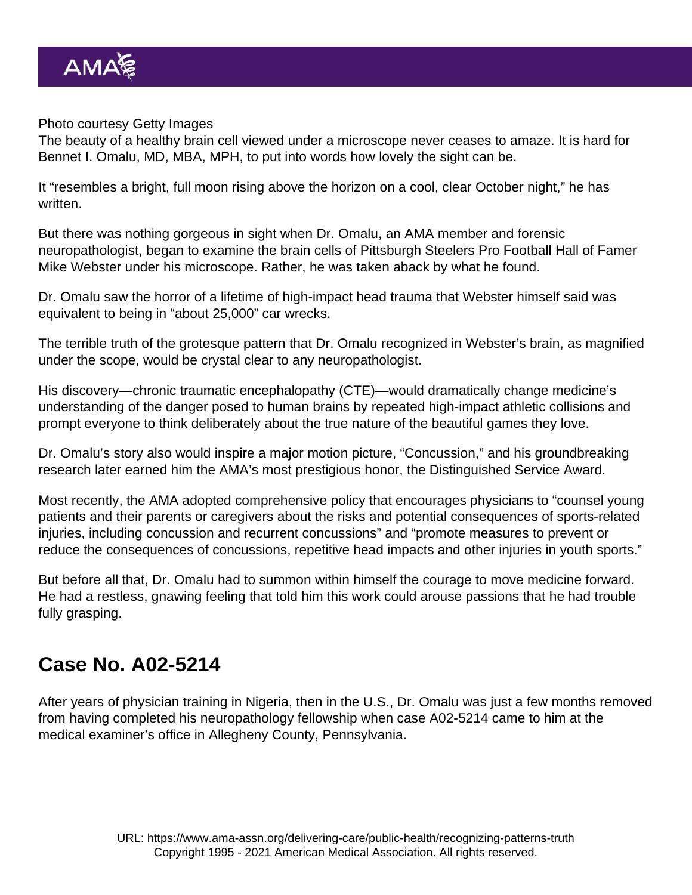Photo courtesy Getty Images

The beauty of a healthy brain cell viewed under a microscope never ceases to amaze. It is hard for Bennet I. Omalu, MD, MBA, MPH, to put into words how lovely the sight can be.

It "resembles a bright, full moon rising above the horizon on a cool, clear October night," he has written.

But there was nothing gorgeous in sight when Dr. Omalu, an AMA member and forensic neuropathologist, began to examine the brain cells of Pittsburgh Steelers Pro Football Hall of Famer Mike Webster under his microscope. Rather, he was taken aback by what he found.

Dr. Omalu saw the horror of a lifetime of high-impact head trauma that Webster himself said was equivalent to being in "about 25,000" car wrecks.

The terrible truth of the grotesque pattern that Dr. Omalu recognized in Webster's brain, as magnified under the scope, would be crystal clear to any neuropathologist.

His discovery—chronic traumatic encephalopathy (CTE)—would dramatically change medicine's understanding of the danger posed to human brains by repeated high-impact athletic collisions and prompt everyone to think deliberately about the true nature of the beautiful games they love.

Dr. Omalu's story also would inspire a major motion picture, "Concussion," and his groundbreaking research later earned him the AMA's most prestigious honor, the Distinguished Service Award.

Most recently, the AMA adopted comprehensive policy that encourages physicians to "counsel young patients and their parents or caregivers about the risks and potential consequences of sports-related injuries, including concussion and recurrent concussions" and "promote measures to prevent or reduce the consequences of concussions, repetitive head impacts and other injuries in youth sports."

But before all that, Dr. Omalu had to summon within himself the courage to move medicine forward. He had a restless, gnawing feeling that told him this work could arouse passions that he had trouble fully grasping.

## Case No. A02-5214

After years of physician training in Nigeria, then in the U.S., Dr. Omalu was just a few months removed from having completed his neuropathology fellowship when case A02-5214 came to him at the medical examiner's office in Allegheny County, Pennsylvania.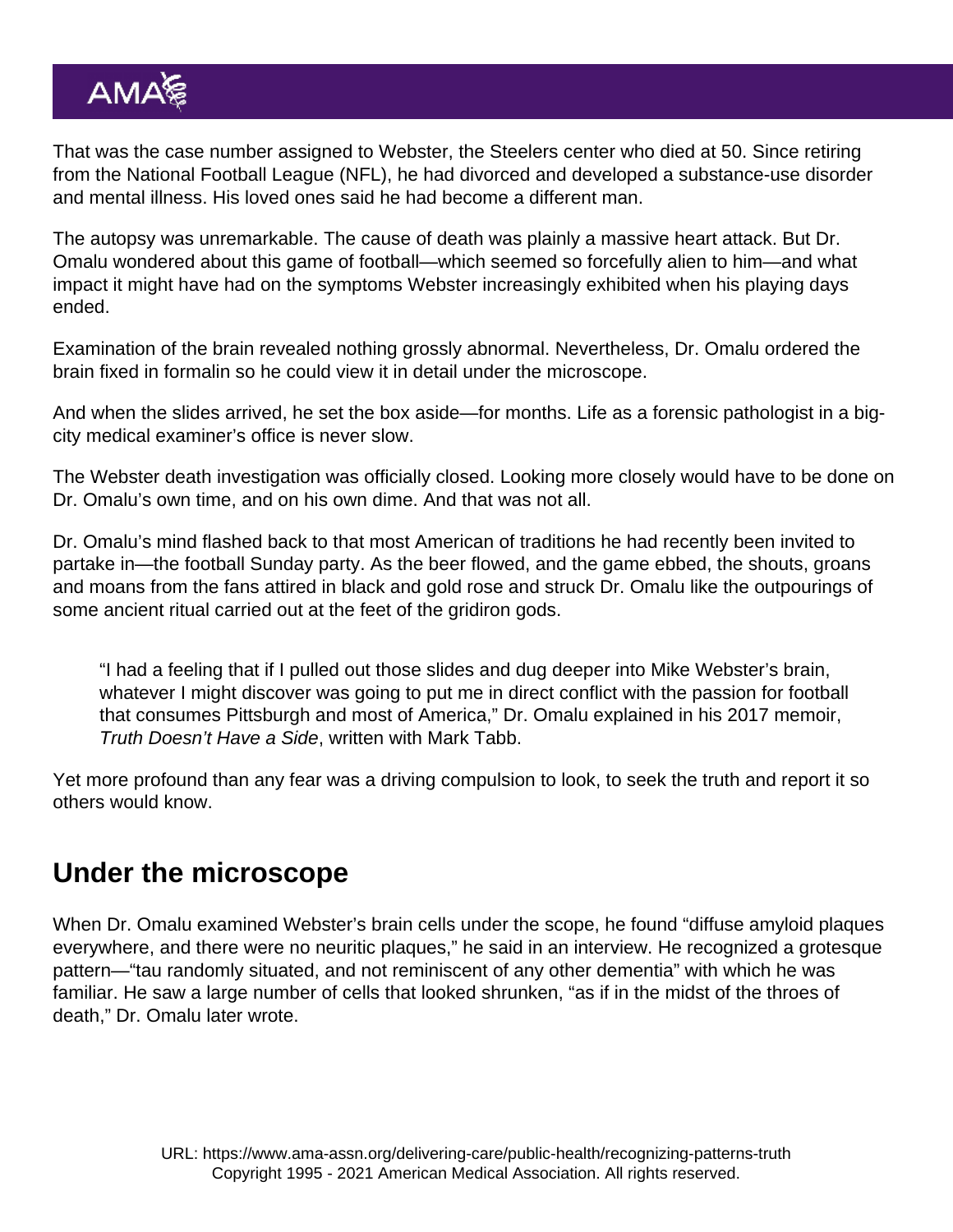That was the case number assigned to Webster, the Steelers center who died at 50. Since retiring from the National Football League (NFL), he had divorced and developed a substance-use disorder and mental illness. His loved ones said he had become a different man.

The autopsy was unremarkable. The cause of death was plainly a massive heart attack. But Dr. Omalu wondered about this game of football—which seemed so forcefully alien to him—and what impact it might have had on the symptoms Webster increasingly exhibited when his playing days ended.

Examination of the brain revealed nothing grossly abnormal. Nevertheless, Dr. Omalu ordered the brain fixed in formalin so he could view it in detail under the microscope.

And when the slides arrived, he set the box aside—for months. Life as a forensic pathologist in a big-city medical examiner's office is never slow.

The Webster death investigation was officially closed. Looking more closely would have to be done on Dr. Omalu's own time, and on his own dime. And that was not all.

Dr. Omalu's mind flashed back to that most American of traditions he had recently been invited to partake in—the football Sunday party. As the beer flowed, and the game ebbed, the shouts, groans and moans from the fans attired in black and gold rose and struck Dr. Omalu like the outpourings of some ancient ritual carried out at the feet of the gridiron gods.

> "I had a feeling that if I pulled out those slides and dug deeper into Mike Webster's brain, whatever I might discover was going to put me in direct conflict with the passion for football that consumes Pittsburgh and most of America," Dr. Omalu explained in his 2017 memoir, *Truth Doesn't Have a Side*, written with Mark Tabb.

Yet more profound than any fear was a driving compulsion to look, to seek the truth and report it so others would know.

## Under the microscope

When Dr. Omalu examined Webster's brain cells under the scope, he found "diffuse amyloid plaques everywhere, and there were no neuritic plaques," he said in an interview. He recognized a grotesque pattern—"tau randomly situated, and not reminiscent of any other dementia" with which he was familiar. He saw a large number of cells that looked shrunken, "as if in the midst of the throes of death," Dr. Omalu later wrote.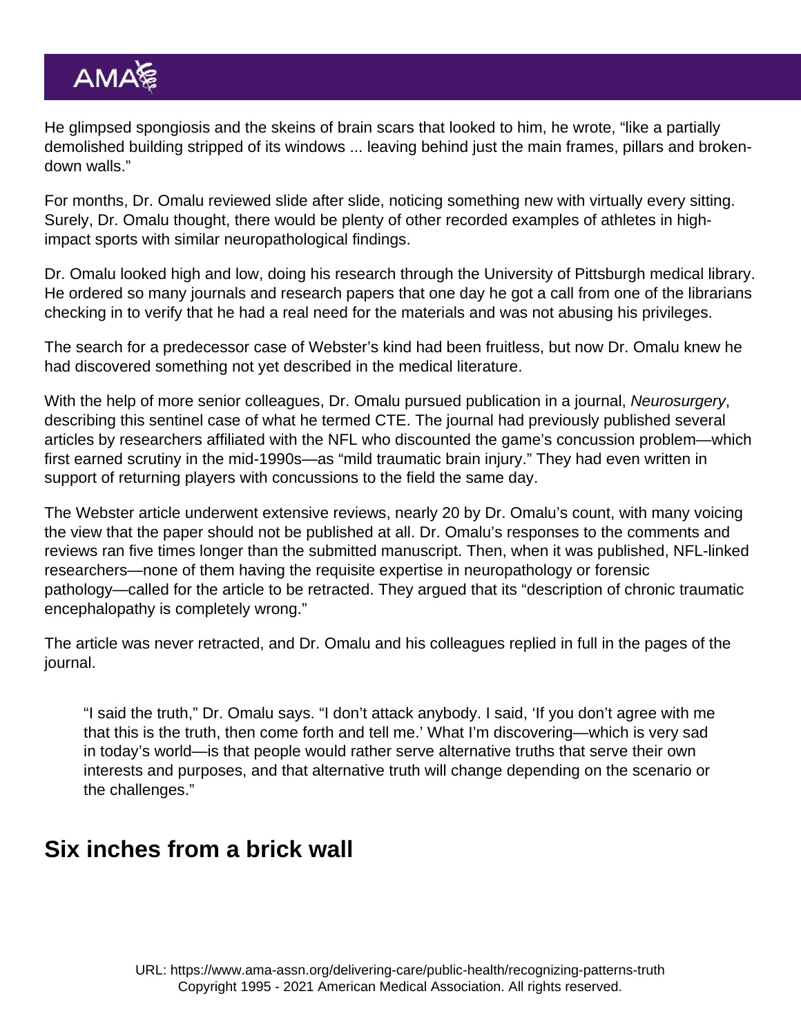He glimpsed spongiosis and the skeins of brain scars that looked to him, he wrote, "like a partially demolished building stripped of its windows ... leaving behind just the main frames, pillars and broken-down walls."

For months, Dr. Omalu reviewed slide after slide, noticing something new with virtually every sitting. Surely, Dr. Omalu thought, there would be plenty of other recorded examples of athletes in high-impact sports with similar neuropathological findings.

Dr. Omalu looked high and low, doing his research through the University of Pittsburgh medical library. He ordered so many journals and research papers that one day he got a call from one of the librarians checking in to verify that he had a real need for the materials and was not abusing his privileges.

The search for a predecessor case of Webster's kind had been fruitless, but now Dr. Omalu knew he had discovered something not yet described in the medical literature.

With the help of more senior colleagues, Dr. Omalu pursued publication in a journal, *Neurosurgery*, describing this sentinel case of what he termed CTE. The journal had previously published several articles by researchers affiliated with the NFL who discounted the game's concussion problem—which first earned scrutiny in the mid-1990s—as "mild traumatic brain injury." They had even written in support of returning players with concussions to the field the same day.

The Webster article underwent extensive reviews, nearly 20 by Dr. Omalu's count, with many voicing the view that the paper should not be published at all. Dr. Omalu's responses to the comments and reviews ran five times longer than the submitted manuscript. Then, when it was published, NFL-linked researchers—none of them having the requisite expertise in neuropathology or forensic pathology—called for the article to be retracted. They argued that its "description of chronic traumatic encephalopathy is completely wrong."

The article was never retracted, and Dr. Omalu and his colleagues replied in full in the pages of the journal.

> "I said the truth," Dr. Omalu says. "I don't attack anybody. I said, 'If you don't agree with me that this is the truth, then come forth and tell me.' What I'm discovering—which is very sad in today's world—is that people would rather serve alternative truths that serve their own interests and purposes, and that alternative truth will change depending on the scenario or the challenges."

## Six inches from a brick wall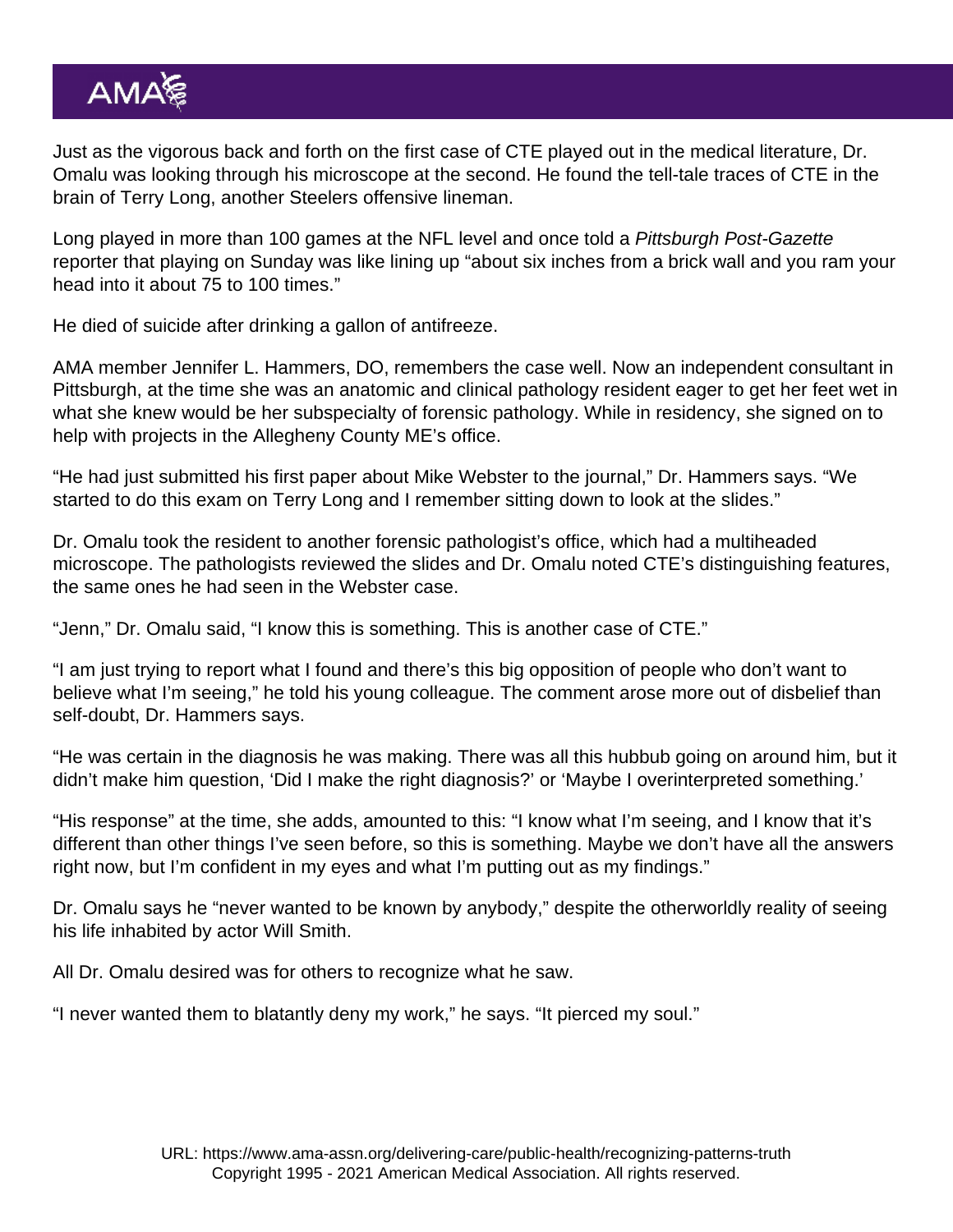Just as the vigorous back and forth on the first case of CTE played out in the medical literature, Dr. Omalu was looking through his microscope at the second. He found the tell-tale traces of CTE in the brain of Terry Long, another Steelers offensive lineman.

Long played in more than 100 games at the NFL level and once told a *Pittsburgh Post-Gazette* reporter that playing on Sunday was like lining up "about six inches from a brick wall and you ram your head into it about 75 to 100 times."

He died of suicide after drinking a gallon of antifreeze.

AMA member Jennifer L. Hammers, DO, remembers the case well. Now an independent consultant in Pittsburgh, at the time she was an anatomic and clinical pathology resident eager to get her feet wet in what she knew would be her subspecialty of forensic pathology. While in residency, she signed on to help with projects in the Allegheny County ME's office.

"He had just submitted his first paper about Mike Webster to the journal," Dr. Hammers says. "We started to do this exam on Terry Long and I remember sitting down to look at the slides."

Dr. Omalu took the resident to another forensic pathologist's office, which had a multiheaded microscope. The pathologists reviewed the slides and Dr. Omalu noted CTE's distinguishing features, the same ones he had seen in the Webster case.

"Jenn," Dr. Omalu said, "I know this is something. This is another case of CTE."

"I am just trying to report what I found and there's this big opposition of people who don't want to believe what I'm seeing," he told his young colleague. The comment arose more out of disbelief than self-doubt, Dr. Hammers says.

"He was certain in the diagnosis he was making. There was all this hubbub going on around him, but it didn't make him question, 'Did I make the right diagnosis?' or 'Maybe I overinterpreted something.'

"His response" at the time, she adds, amounted to this: "I know what I'm seeing, and I know that it's different than other things I've seen before, so this is something. Maybe we don't have all the answers right now, but I'm confident in my eyes and what I'm putting out as my findings."

Dr. Omalu says he "never wanted to be known by anybody," despite the otherworldly reality of seeing his life inhabited by actor Will Smith.

All Dr. Omalu desired was for others to recognize what he saw.

"I never wanted them to blatantly deny my work," he says. "It pierced my soul."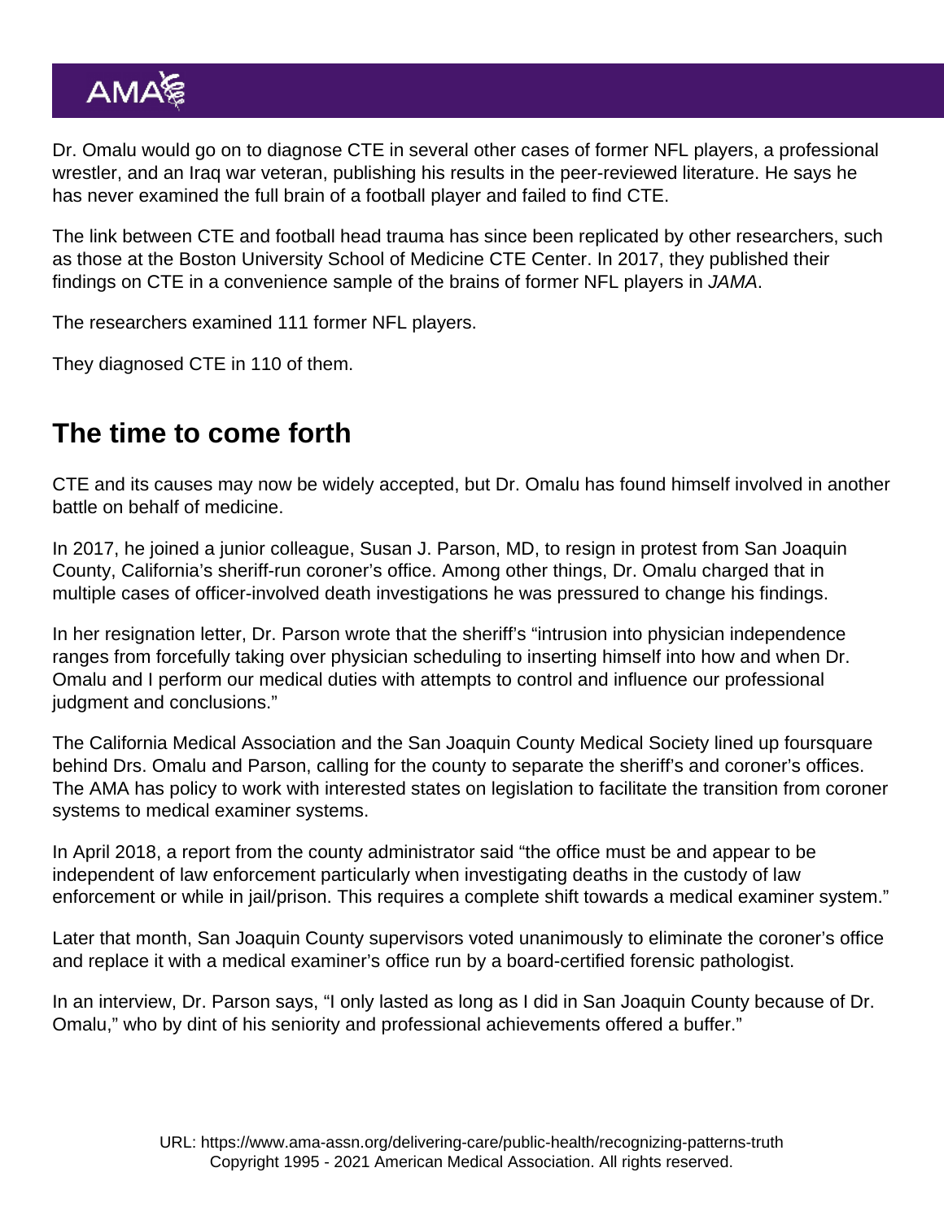Dr. Omalu would go on to diagnose CTE in several other cases of former NFL players, a professional wrestler, and an Iraq war veteran, publishing his results in the peer-reviewed literature. He says he has never examined the full brain of a football player and failed to find CTE.

The link between CTE and football head trauma has since been replicated by other researchers, such as those at the Boston University School of Medicine CTE Center. In 2017, they published their findings on CTE in a convenience sample of the brains of former NFL players in *JAMA*.

The researchers examined 111 former NFL players.

They diagnosed CTE in 110 of them.

## The time to come forth

CTE and its causes may now be widely accepted, but Dr. Omalu has found himself involved in another battle on behalf of medicine.

In 2017, he joined a junior colleague, Susan J. Parson, MD, to resign in protest from San Joaquin County, California's sheriff-run coroner's office. Among other things, Dr. Omalu charged that in multiple cases of officer-involved death investigations he was pressured to change his findings.

In her resignation letter, Dr. Parson wrote that the sheriff's "intrusion into physician independence ranges from forcefully taking over physician scheduling to inserting himself into how and when Dr. Omalu and I perform our medical duties with attempts to control and influence our professional judgment and conclusions."

The California Medical Association and the San Joaquin County Medical Society lined up foursquare behind Drs. Omalu and Parson, calling for the county to separate the sheriff's and coroner's offices. The AMA has policy to work with interested states on legislation to facilitate the transition from coroner systems to medical examiner systems.

In April 2018, a report from the county administrator said "the office must be and appear to be independent of law enforcement particularly when investigating deaths in the custody of law enforcement or while in jail/prison. This requires a complete shift towards a medical examiner system."

Later that month, San Joaquin County supervisors voted unanimously to eliminate the coroner's office and replace it with a medical examiner's office run by a board-certified forensic pathologist.

In an interview, Dr. Parson says, "I only lasted as long as I did in San Joaquin County because of Dr. Omalu," who by dint of his seniority and professional achievements offered a buffer."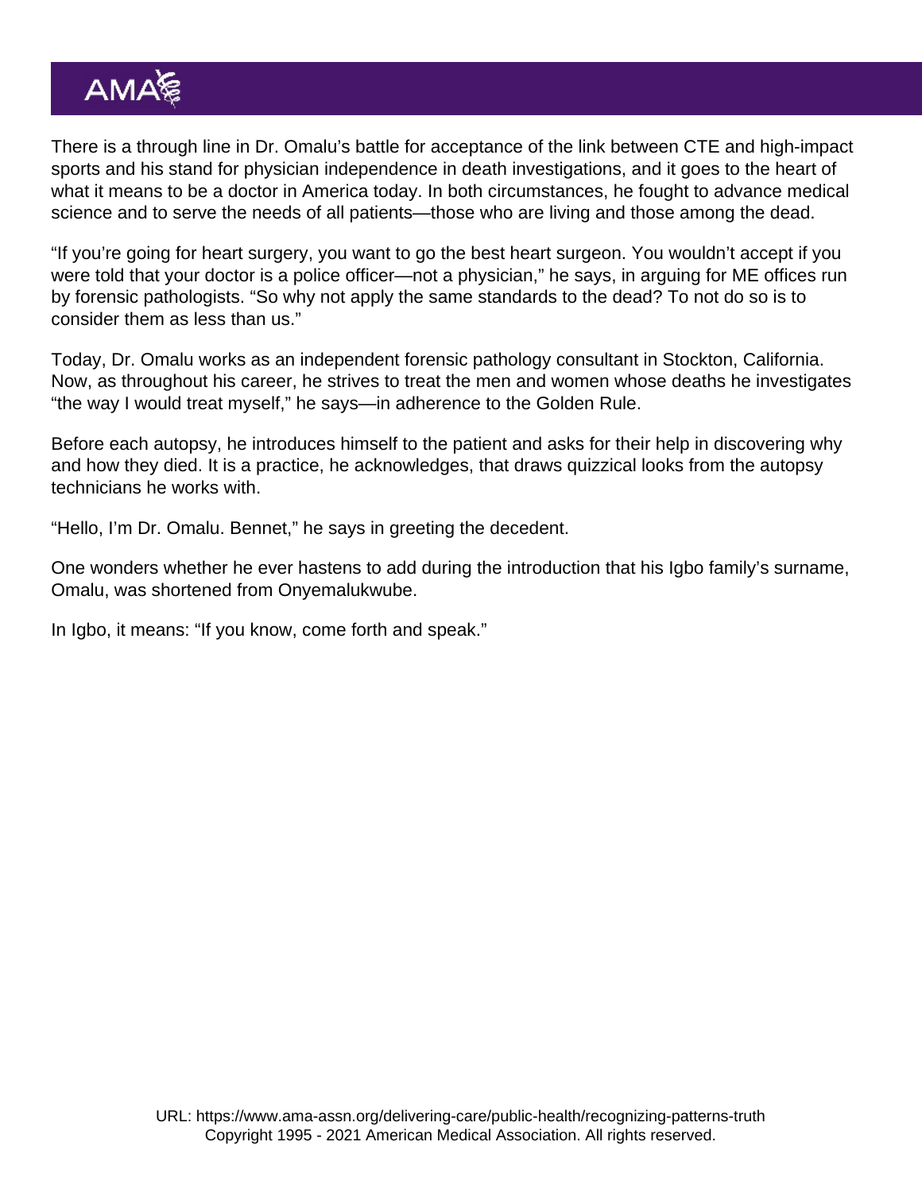There is a through line in Dr. Omalu's battle for acceptance of the link between CTE and high-impact sports and his stand for physician independence in death investigations, and it goes to the heart of what it means to be a doctor in America today. In both circumstances, he fought to advance medical science and to serve the needs of all patients—those who are living and those among the dead.

"If you're going for heart surgery, you want to go the best heart surgeon. You wouldn't accept if you were told that your doctor is a police officer—not a physician," he says, in arguing for ME offices run by forensic pathologists. "So why not apply the same standards to the dead? To not do so is to consider them as less than us."

Today, Dr. Omalu works as an independent forensic pathology consultant in Stockton, California. Now, as throughout his career, he strives to treat the men and women whose deaths he investigates "the way I would treat myself," he says—in adherence to the Golden Rule.

Before each autopsy, he introduces himself to the patient and asks for their help in discovering why and how they died. It is a practice, he acknowledges, that draws quizzical looks from the autopsy technicians he works with.

"Hello, I'm Dr. Omalu. Bennet," he says in greeting the decedent.

One wonders whether he ever hastens to add during the introduction that his Igbo family's surname, Omalu, was shortened from Onyemalukwube.

In Igbo, it means: "If you know, come forth and speak."